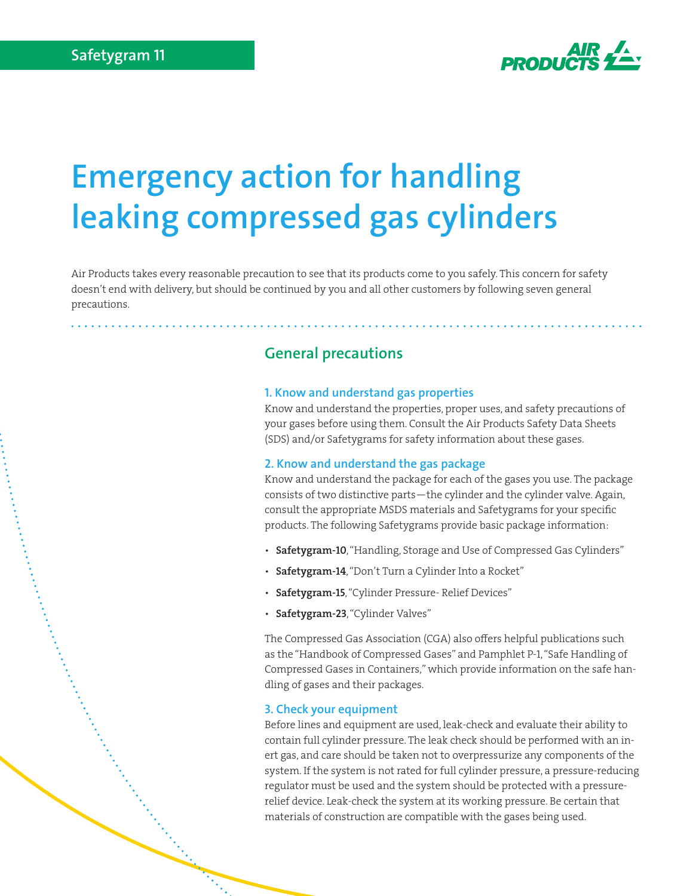Safetygram 11

# Emergency action for handling leaking compressed gas cylinders

Air Products takes every reasonable precaution to see that its products come to you safely. This concern for safety doesn't end with delivery, but should be continued by you and all other customers by following seven general precautions.

## General precautions

### 1. Know and understand gas properties

Know and understand the properties, proper uses, and safety precautions of your gases before using them. Consult the Air Products Safety Data Sheets (SDS) and/or Safetygrams for safety information about these gases.

### 2. Know and understand the gas package

Know and understand the package for each of the gases you use. The package consists of two distinctive parts—the cylinder and the cylinder valve. Again, consult the appropriate MSDS materials and Safetygrams for your specific products. The following Safetygrams provide basic package information:

- **Safetygram-10**, "Handling, Storage and Use of Compressed Gas Cylinders"
- **Safetygram-14**, "Don't Turn a Cylinder Into a Rocket"
- **Safetygram-15**, "Cylinder Pressure- Relief Devices"
- **Safetygram-23**, "Cylinder Valves"

The Compressed Gas Association (CGA) also offers helpful publications such as the "Handbook of Compressed Gases" and Pamphlet P-1, "Safe Handling of Compressed Gases in Containers," which provide information on the safe handling of gases and their packages.

### 3. Check your equipment

Before lines and equipment are used, leak-check and evaluate their ability to contain full cylinder pressure. The leak check should be performed with an inert gas, and care should be taken not to overpressurize any components of the system. If the system is not rated for full cylinder pressure, a pressure-reducing regulator must be used and the system should be protected with a pressure-relief device. Leak-check the system at its working pressure. Be certain that materials of construction are compatible with the gases being used.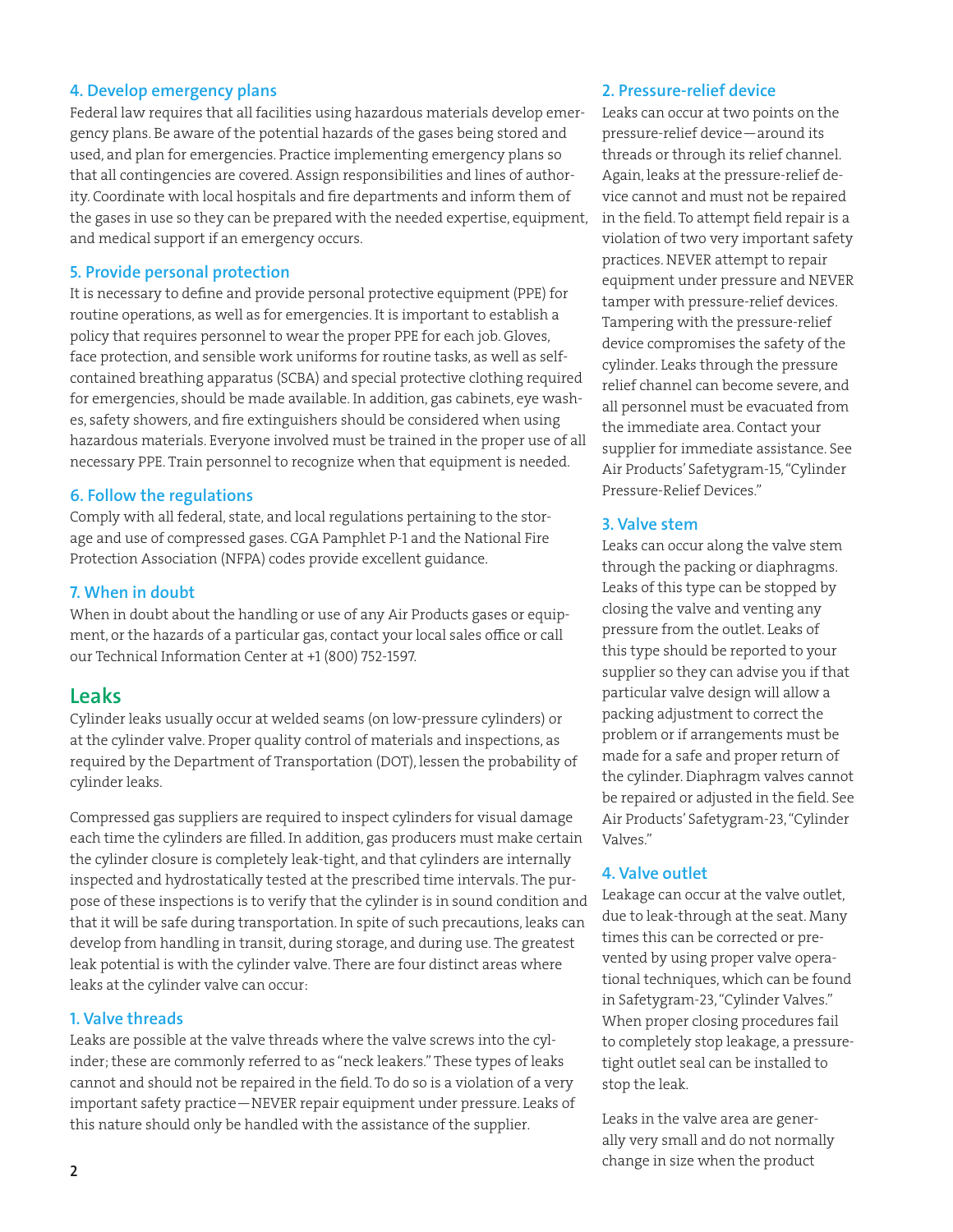### 4. Develop emergency plans

Federal law requires that all facilities using hazardous materials develop emergency plans. Be aware of the potential hazards of the gases being stored and used, and plan for emergencies. Practice implementing emergency plans so that all contingencies are covered. Assign responsibilities and lines of authority. Coordinate with local hospitals and fire departments and inform them of the gases in use so they can be prepared with the needed expertise, equipment, and medical support if an emergency occurs.

### 5. Provide personal protection

It is necessary to define and provide personal protective equipment (PPE) for routine operations, as well as for emergencies. It is important to establish a policy that requires personnel to wear the proper PPE for each job. Gloves, face protection, and sensible work uniforms for routine tasks, as well as self-contained breathing apparatus (SCBA) and special protective clothing required for emergencies, should be made available. In addition, gas cabinets, eye washes, safety showers, and fire extinguishers should be considered when using hazardous materials. Everyone involved must be trained in the proper use of all necessary PPE. Train personnel to recognize when that equipment is needed.

### 6. Follow the regulations

Comply with all federal, state, and local regulations pertaining to the storage and use of compressed gases. CGA Pamphlet P-1 and the National Fire Protection Association (NFPA) codes provide excellent guidance.

### 7. When in doubt

When in doubt about the handling or use of any Air Products gases or equipment, or the hazards of a particular gas, contact your local sales office or call our Technical Information Center at +1 (800) 752-1597.

## Leaks

Cylinder leaks usually occur at welded seams (on low-pressure cylinders) or at the cylinder valve. Proper quality control of materials and inspections, as required by the Department of Transportation (DOT), lessen the probability of cylinder leaks.

Compressed gas suppliers are required to inspect cylinders for visual damage each time the cylinders are filled. In addition, gas producers must make certain the cylinder closure is completely leak-tight, and that cylinders are internally inspected and hydrostatically tested at the prescribed time intervals. The purpose of these inspections is to verify that the cylinder is in sound condition and that it will be safe during transportation. In spite of such precautions, leaks can develop from handling in transit, during storage, and during use. The greatest leak potential is with the cylinder valve. There are four distinct areas where leaks at the cylinder valve can occur:

### 1. Valve threads

Leaks are possible at the valve threads where the valve screws into the cylinder; these are commonly referred to as "neck leakers." These types of leaks cannot and should not be repaired in the field. To do so is a violation of a very important safety practice—NEVER repair equipment under pressure. Leaks of this nature should only be handled with the assistance of the supplier.

### 2. Pressure-relief device

Leaks can occur at two points on the pressure-relief device—around its threads or through its relief channel. Again, leaks at the pressure-relief device cannot and must not be repaired in the field. To attempt field repair is a violation of two very important safety practices. NEVER attempt to repair equipment under pressure and NEVER tamper with pressure-relief devices. Tampering with the pressure-relief device compromises the safety of the cylinder. Leaks through the pressure relief channel can become severe, and all personnel must be evacuated from the immediate area. Contact your supplier for immediate assistance. See Air Products' Safetygram-15, "Cylinder Pressure-Relief Devices."

### 3. Valve stem

Leaks can occur along the valve stem through the packing or diaphragms. Leaks of this type can be stopped by closing the valve and venting any pressure from the outlet. Leaks of this type should be reported to your supplier so they can advise you if that particular valve design will allow a packing adjustment to correct the problem or if arrangements must be made for a safe and proper return of the cylinder. Diaphragm valves cannot be repaired or adjusted in the field. See Air Products' Safetygram-23, "Cylinder Valves."

### 4. Valve outlet

Leakage can occur at the valve outlet, due to leak-through at the seat. Many times this can be corrected or prevented by using proper valve operational techniques, which can be found in Safetygram-23, "Cylinder Valves." When proper closing procedures fail to completely stop leakage, a pressure-tight outlet seal can be installed to stop the leak.

Leaks in the valve area are generally very small and do not normally change in size when the product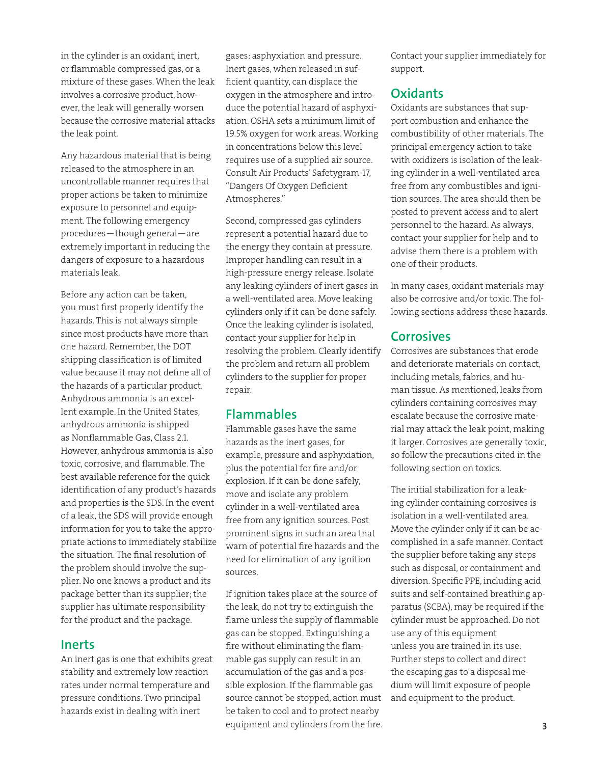in the cylinder is an oxidant, inert, or flammable compressed gas, or a mixture of these gases. When the leak involves a corrosive product, however, the leak will generally worsen because the corrosive material attacks the leak point.

Any hazardous material that is being released to the atmosphere in an uncontrollable manner requires that proper actions be taken to minimize exposure to personnel and equipment. The following emergency procedures—though general—are extremely important in reducing the dangers of exposure to a hazardous materials leak.

Before any action can be taken, you must first properly identify the hazards. This is not always simple since most products have more than one hazard. Remember, the DOT shipping classification is of limited value because it may not define all of the hazards of a particular product. Anhydrous ammonia is an excellent example. In the United States, anhydrous ammonia is shipped as Nonflammable Gas, Class 2.1. However, anhydrous ammonia is also toxic, corrosive, and flammable. The best available reference for the quick identification of any product's hazards and properties is the SDS. In the event of a leak, the SDS will provide enough information for you to take the appropriate actions to immediately stabilize the situation. The final resolution of the problem should involve the supplier. No one knows a product and its package better than its supplier; the supplier has ultimate responsibility for the product and the package.

## Inerts

An inert gas is one that exhibits great stability and extremely low reaction rates under normal temperature and pressure conditions. Two principal hazards exist in dealing with inert gases: asphyxiation and pressure. Inert gases, when released in sufficient quantity, can displace the oxygen in the atmosphere and introduce the potential hazard of asphyxiation. OSHA sets a minimum limit of 19.5% oxygen for work areas. Working in concentrations below this level requires use of a supplied air source. Consult Air Products' Safetygram-17, "Dangers Of Oxygen Deficient Atmospheres."

Second, compressed gas cylinders represent a potential hazard due to the energy they contain at pressure. Improper handling can result in a high-pressure energy release. Isolate any leaking cylinders of inert gases in a well-ventilated area. Move leaking cylinders only if it can be done safely. Once the leaking cylinder is isolated, contact your supplier for help in resolving the problem. Clearly identify the problem and return all problem cylinders to the supplier for proper repair.

## Flammables

Flammable gases have the same hazards as the inert gases, for example, pressure and asphyxiation, plus the potential for fire and/or explosion. If it can be done safely, move and isolate any problem cylinder in a well-ventilated area free from any ignition sources. Post prominent signs in such an area that warn of potential fire hazards and the need for elimination of any ignition sources.

If ignition takes place at the source of the leak, do not try to extinguish the flame unless the supply of flammable gas can be stopped. Extinguishing a fire without eliminating the flammable gas supply can result in an accumulation of the gas and a possible explosion. If the flammable gas source cannot be stopped, action must be taken to cool and to protect nearby equipment and cylinders from the fire. Contact your supplier immediately for support.

## Oxidants

Oxidants are substances that support combustion and enhance the combustibility of other materials. The principal emergency action to take with oxidizers is isolation of the leaking cylinder in a well-ventilated area free from any combustibles and ignition sources. The area should then be posted to prevent access and to alert personnel to the hazard. As always, contact your supplier for help and to advise them there is a problem with one of their products.

In many cases, oxidant materials may also be corrosive and/or toxic. The following sections address these hazards.

## Corrosives

Corrosives are substances that erode and deteriorate materials on contact, including metals, fabrics, and human tissue. As mentioned, leaks from cylinders containing corrosives may escalate because the corrosive material may attack the leak point, making it larger. Corrosives are generally toxic, so follow the precautions cited in the following section on toxics.

The initial stabilization for a leaking cylinder containing corrosives is isolation in a well-ventilated area. Move the cylinder only if it can be accomplished in a safe manner. Contact the supplier before taking any steps such as disposal, or containment and diversion. Specific PPE, including acid suits and self-contained breathing apparatus (SCBA), may be required if the cylinder must be approached. Do not use any of this equipment unless you are trained in its use. Further steps to collect and direct the escaping gas to a disposal medium will limit exposure of people and equipment to the product.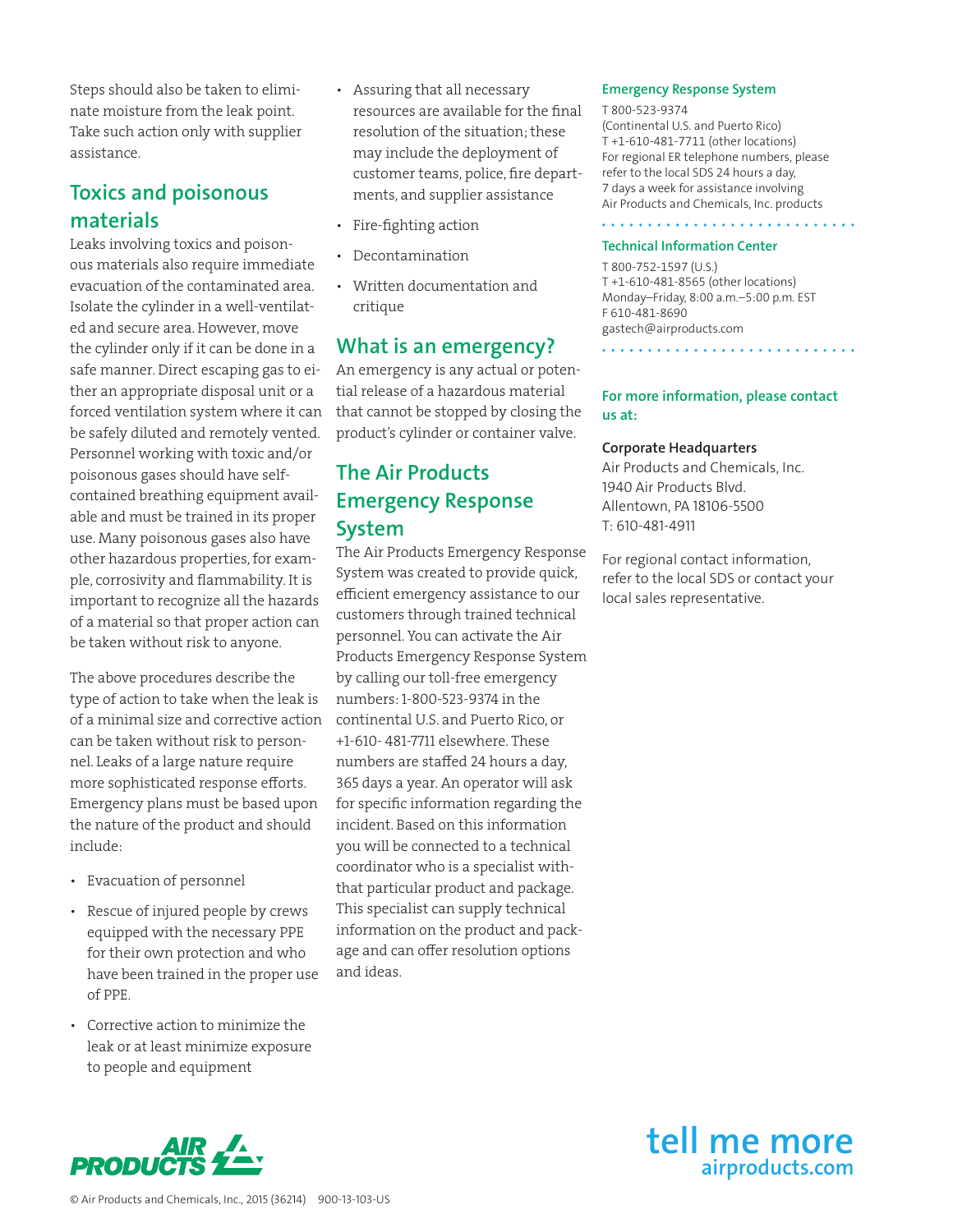Steps should also be taken to eliminate moisture from the leak point. Take such action only with supplier assistance.

## Toxics and poisonous materials

Leaks involving toxics and poisonous materials also require immediate evacuation of the contaminated area. Isolate the cylinder in a well-ventilated and secure area. However, move the cylinder only if it can be done in a safe manner. Direct escaping gas to either an appropriate disposal unit or a forced ventilation system where it can be safely diluted and remotely vented. Personnel working with toxic and/or poisonous gases should have self-contained breathing equipment available and must be trained in its proper use. Many poisonous gases also have other hazardous properties, for example, corrosivity and flammability. It is important to recognize all the hazards of a material so that proper action can be taken without risk to anyone.

The above procedures describe the type of action to take when the leak is of a minimal size and corrective action can be taken without risk to personnel. Leaks of a large nature require more sophisticated response efforts. Emergency plans must be based upon the nature of the product and should include:

- Evacuation of personnel
- Rescue of injured people by crews equipped with the necessary PPE for their own protection and who have been trained in the proper use of PPE.
- Corrective action to minimize the leak or at least minimize exposure to people and equipment
- Assuring that all necessary resources are available for the final resolution of the situation; these may include the deployment of customer teams, police, fire departments, and supplier assistance
- Fire-fighting action
- Decontamination
- Written documentation and critique

## What is an emergency?

An emergency is any actual or potential release of a hazardous material that cannot be stopped by closing the product's cylinder or container valve.

## The Air Products Emergency Response System

The Air Products Emergency Response System was created to provide quick, efficient emergency assistance to our customers through trained technical personnel. You can activate the Air Products Emergency Response System by calling our toll-free emergency numbers: 1-800-523-9374 in the continental U.S. and Puerto Rico, or +1-610- 481-7711 elsewhere. These numbers are staffed 24 hours a day, 365 days a year. An operator will ask for specific information regarding the incident. Based on this information you will be connected to a technical coordinator who is a specialist with that particular product and package. This specialist can supply technical information on the product and package and can offer resolution options and ideas.

### Emergency Response System

T 800-523-9374
(Continental U.S. and Puerto Rico)
T +1-610-481-7711 (other locations)
For regional ER telephone numbers, please refer to the local SDS 24 hours a day, 7 days a week for assistance involving Air Products and Chemicals, Inc. products

### Technical Information Center

T 800-752-1597 (U.S.)
T +1-610-481-8565 (other locations)
Monday–Friday, 8:00 a.m.–5:00 p.m. EST
F 610-481-8690
gastech@airproducts.com

### For more information, please contact us at:

**Corporate Headquarters**
Air Products and Chemicals, Inc.
1940 Air Products Blvd.
Allentown, PA 18106-5500
T: 610-481-4911

For regional contact information, refer to the local SDS or contact your local sales representative.

tell me more
airproducts.com

© Air Products and Chemicals, Inc., 2015 (36214) 900-13-103-US